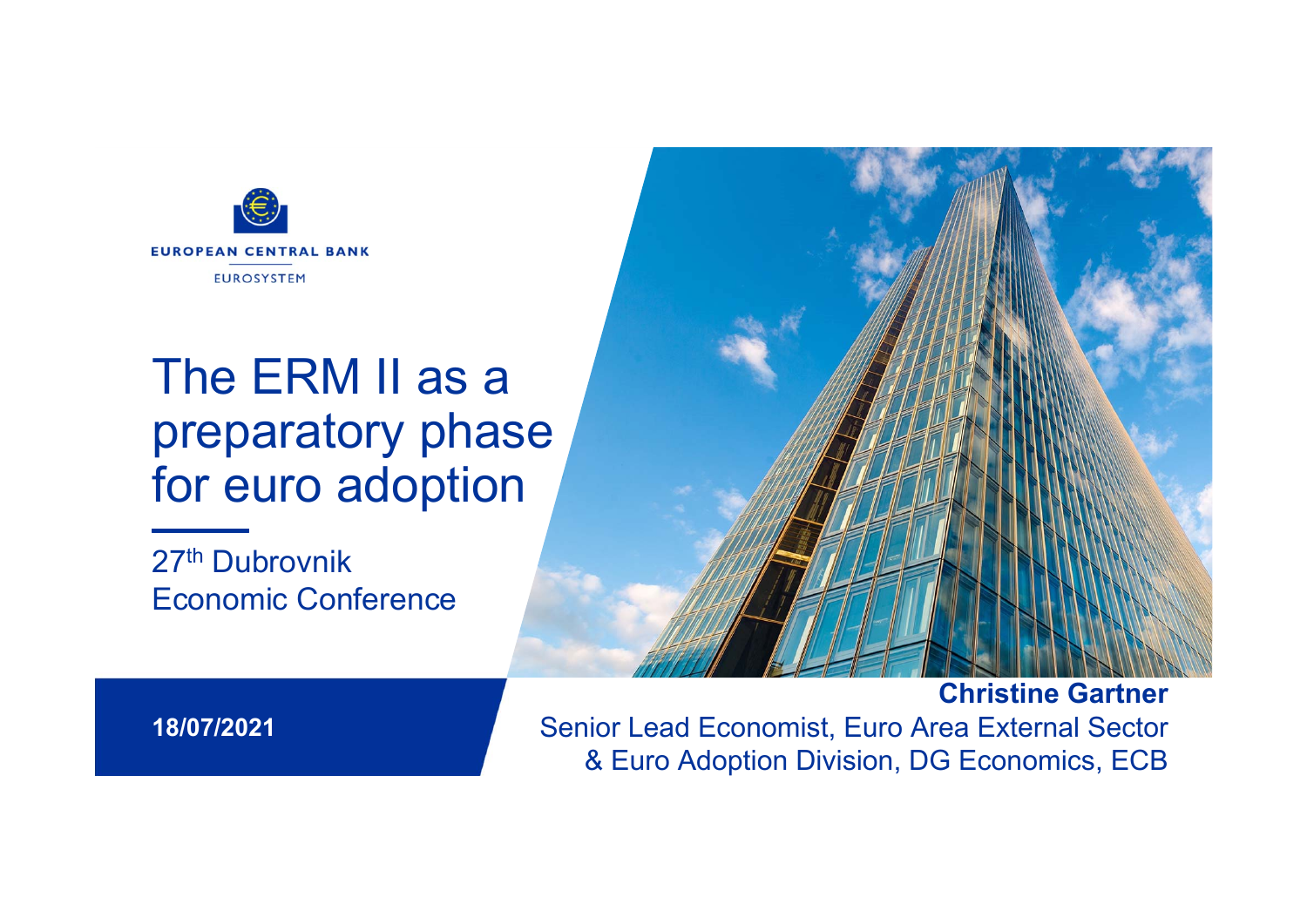EUROPEAN CENTRAL BANK

EUROSYSTEM

# The ERM II as a preparatory phase for euro adoption

27th Dubrovnik Economic Conference

**18/07/2021**

**Christine Gartner**

Senior Lead Economist, Euro Area External Sector & Euro Adoption Division, DG Economics, ECB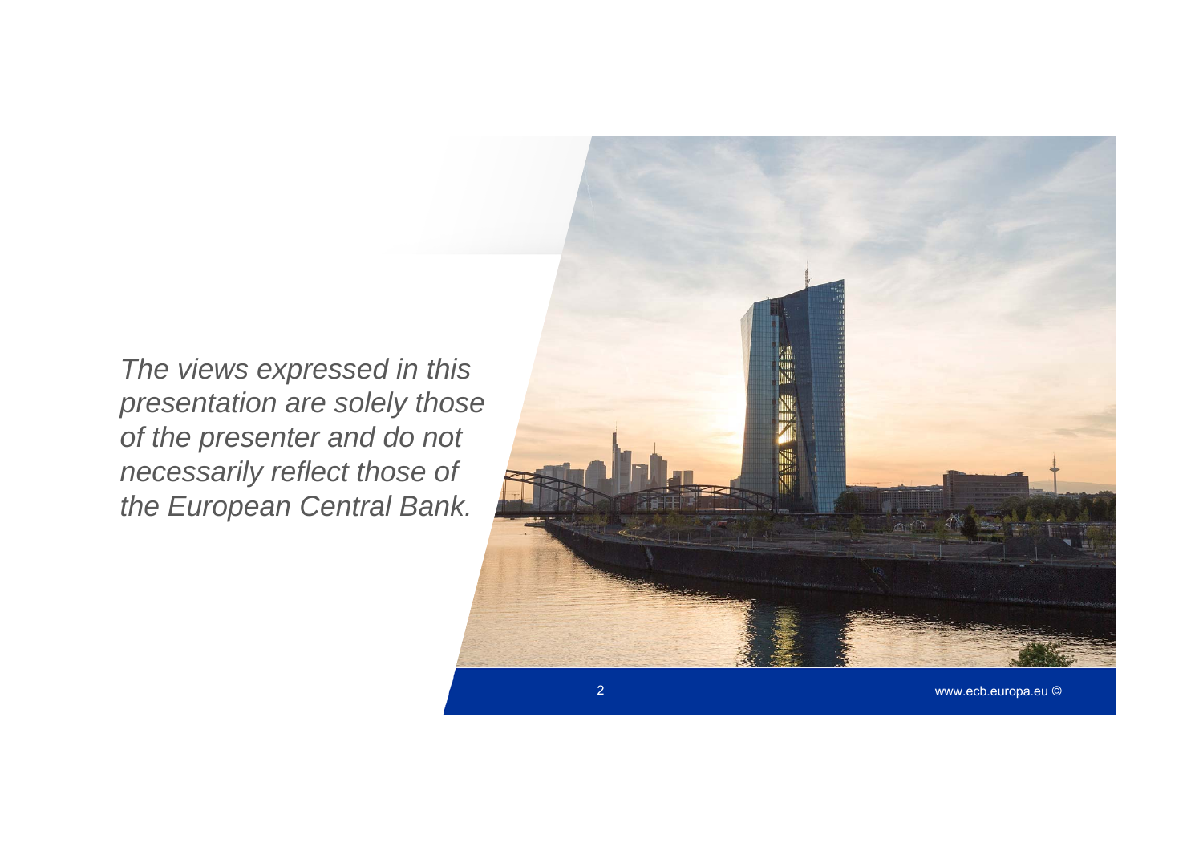*The views expressed in this presentation are solely those of the presenter and do not necessarily reflect those of the European Central Bank.*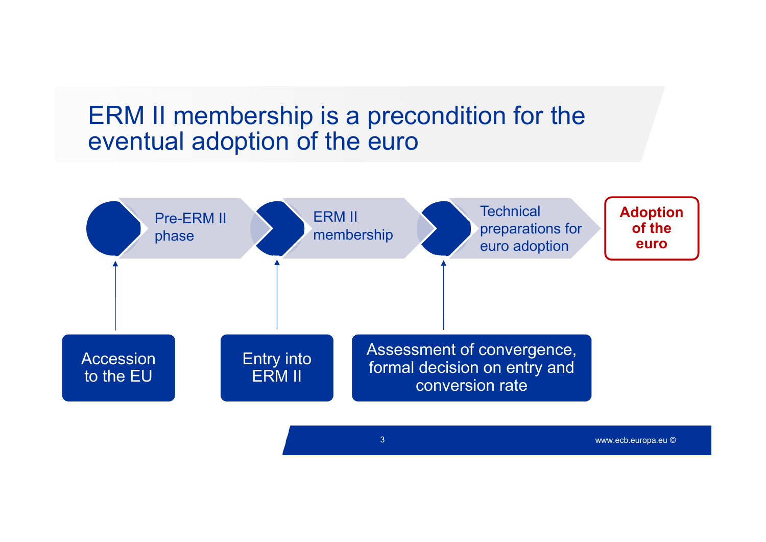# ERM II membership is a precondition for the eventual adoption of the euro

Pre-ERM II phase → ERM II membership → Technical preparations for euro adoption → **Adoption of the euro**

- Accession to the EU
- Entry into ERM II
- Assessment of convergence, formal decision on entry and conversion rate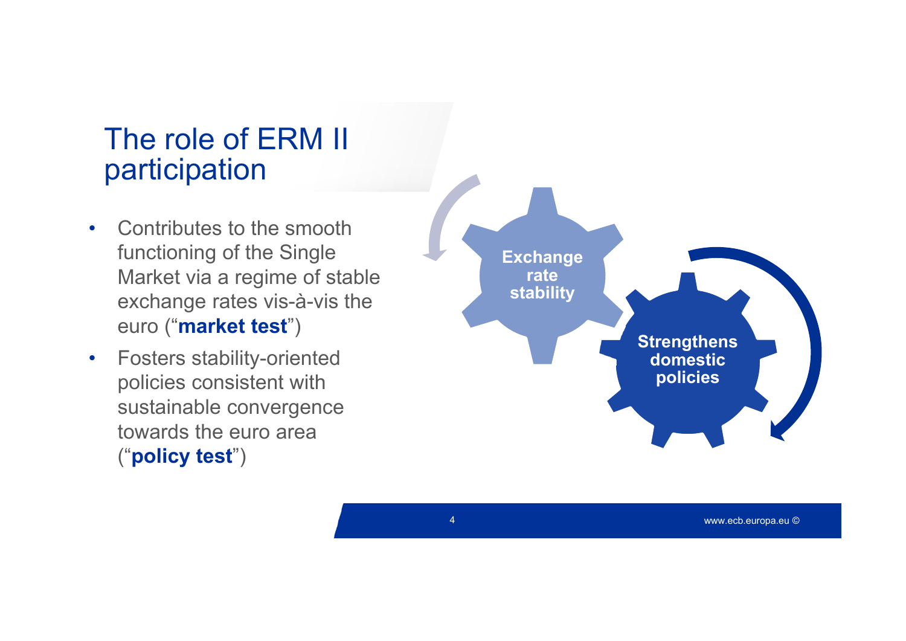# The role of ERM II participation

- Contributes to the smooth functioning of the Single Market via a regime of stable exchange rates vis-à-vis the euro (“**market test**”)
- Fosters stability-oriented policies consistent with sustainable convergence towards the euro area (“**policy test**”)

**Exchange rate stability**

**Strengthens domestic policies**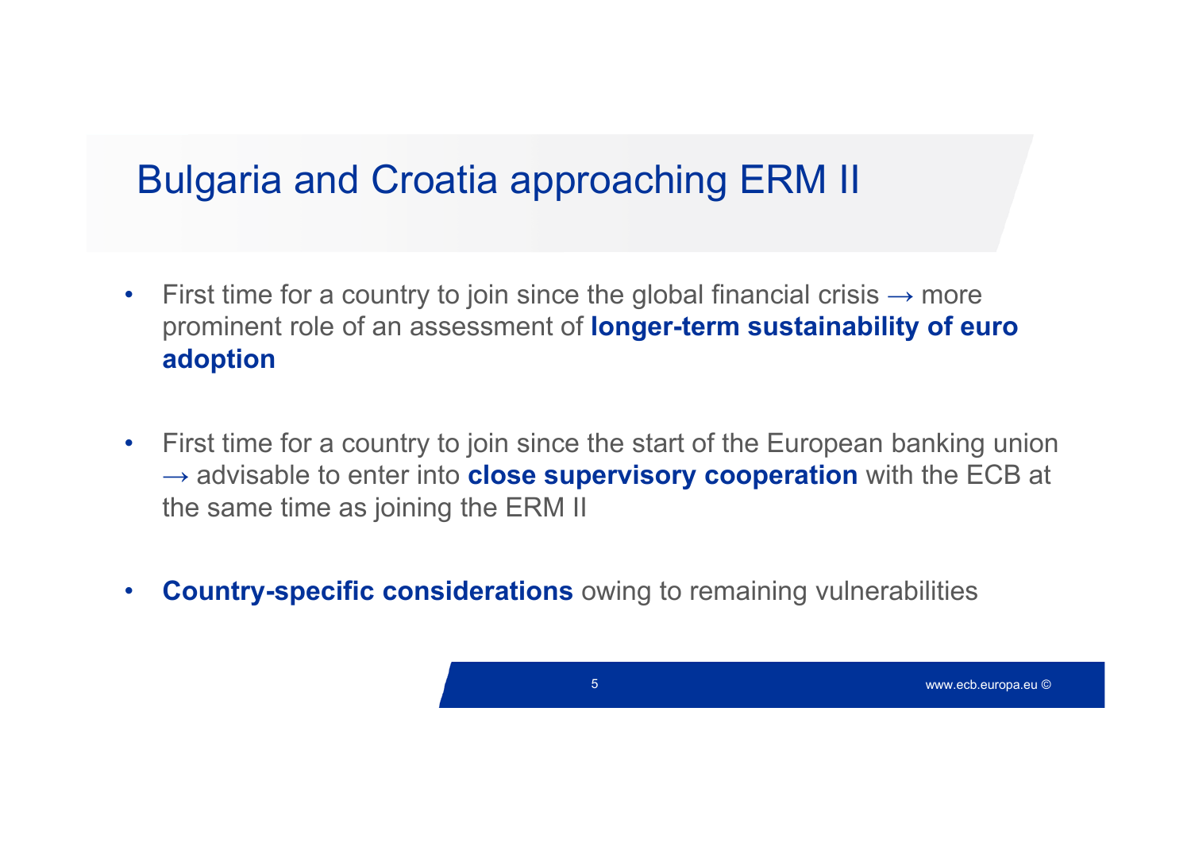# Bulgaria and Croatia approaching ERM II

- First time for a country to join since the global financial crisis → more prominent role of an assessment of **longer-term sustainability of euro adoption**

- First time for a country to join since the start of the European banking union → advisable to enter into **close supervisory cooperation** with the ECB at the same time as joining the ERM II

- **Country-specific considerations** owing to remaining vulnerabilities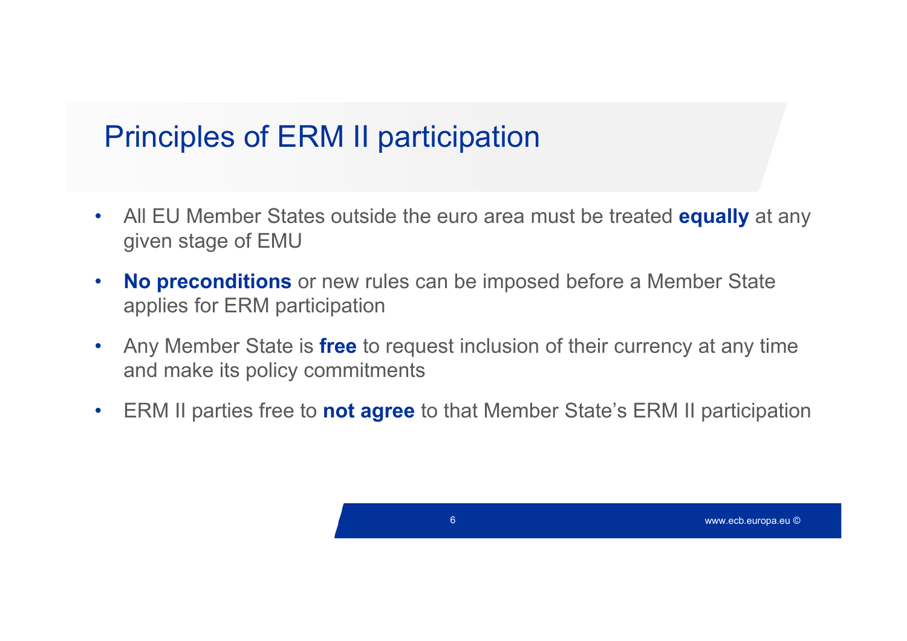# Principles of ERM II participation

- All EU Member States outside the euro area must be treated **equally** at any given stage of EMU
- **No preconditions** or new rules can be imposed before a Member State applies for ERM participation
- Any Member State is **free** to request inclusion of their currency at any time and make its policy commitments
- ERM II parties free to **not agree** to that Member State’s ERM II participation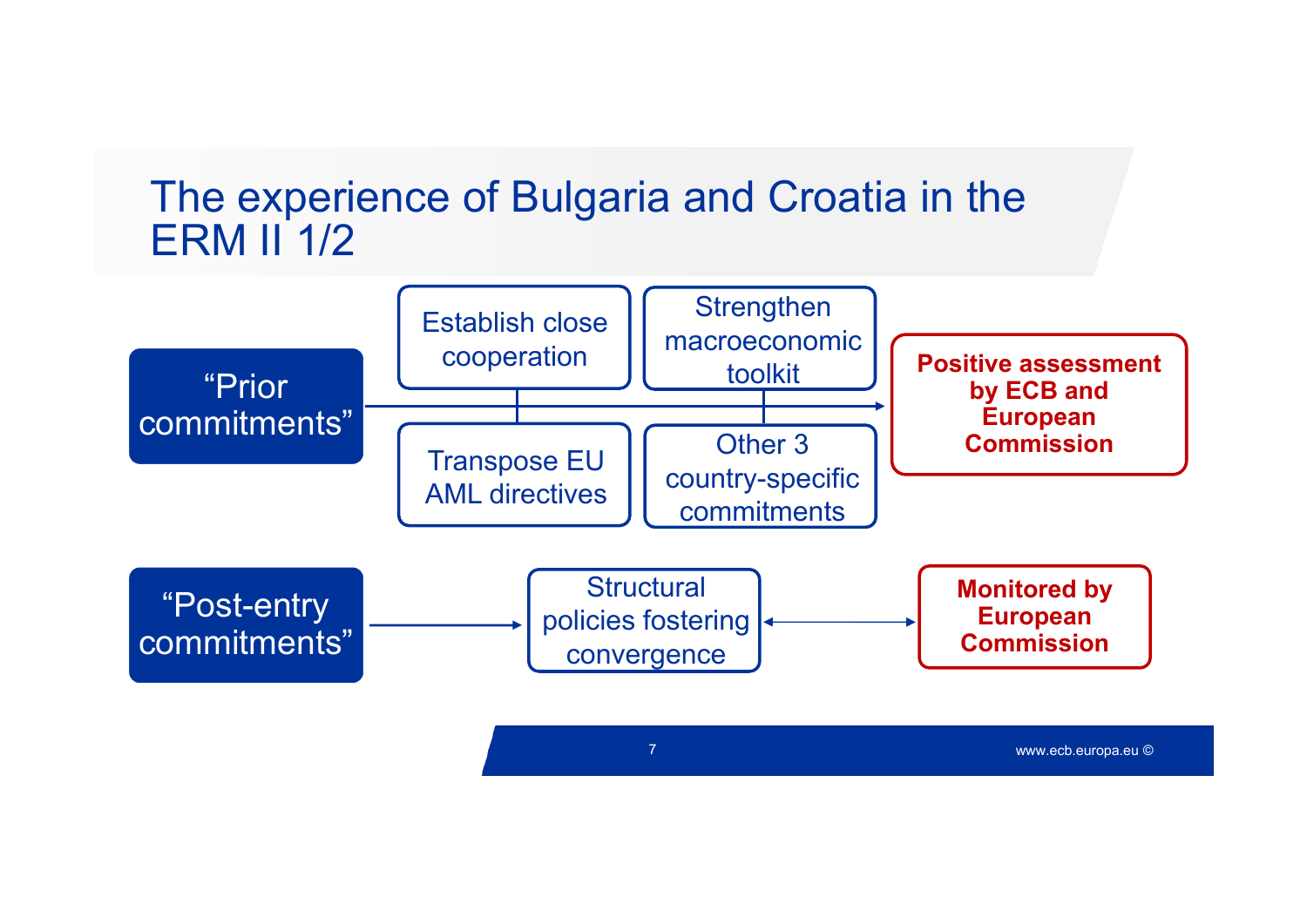# The experience of Bulgaria and Croatia in the ERM II 1/2

**"Prior commitments"**

- Establish close cooperation
- Strengthen macroeconomic toolkit
- Transpose EU AML directives
- Other 3 country-specific commitments

→ **Positive assessment by ECB and European Commission**

**"Post-entry commitments"**

→ Structural policies fostering convergence ↔ **Monitored by European Commission**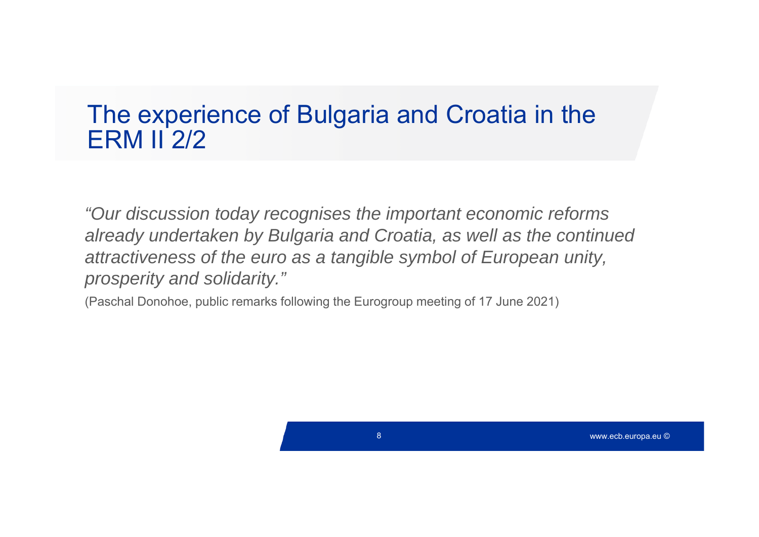# The experience of Bulgaria and Croatia in the ERM II 2/2

*“Our discussion today recognises the important economic reforms already undertaken by Bulgaria and Croatia, as well as the continued attractiveness of the euro as a tangible symbol of European unity, prosperity and solidarity.”*

(Paschal Donohoe, public remarks following the Eurogroup meeting of 17 June 2021)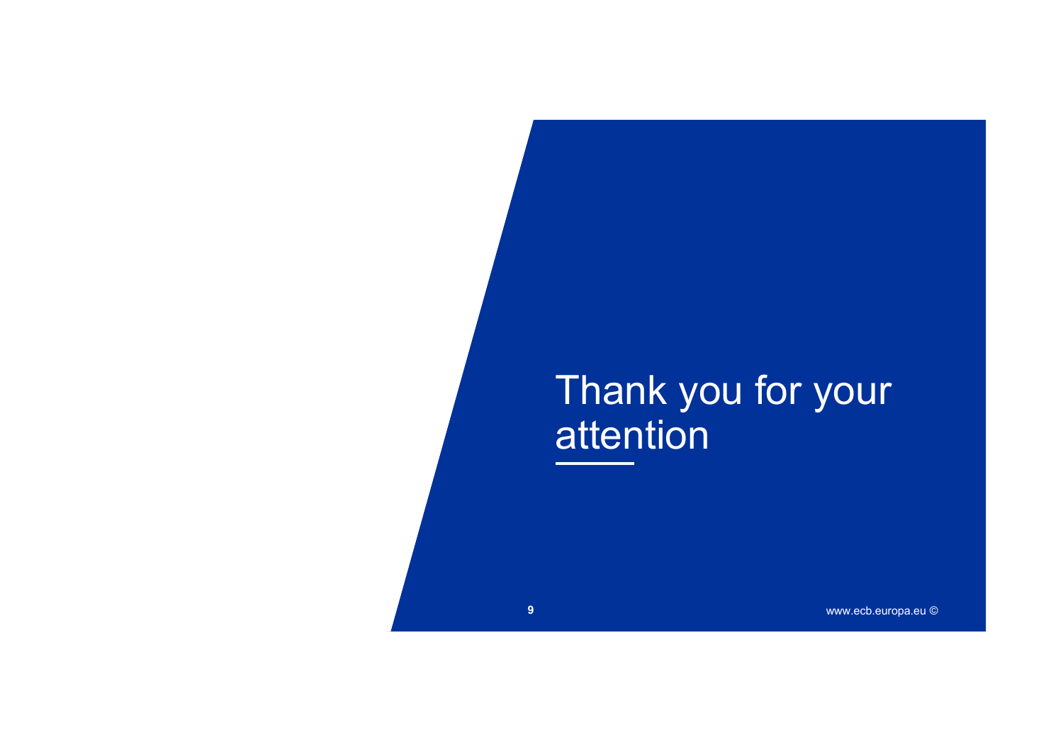# Thank you for your attention